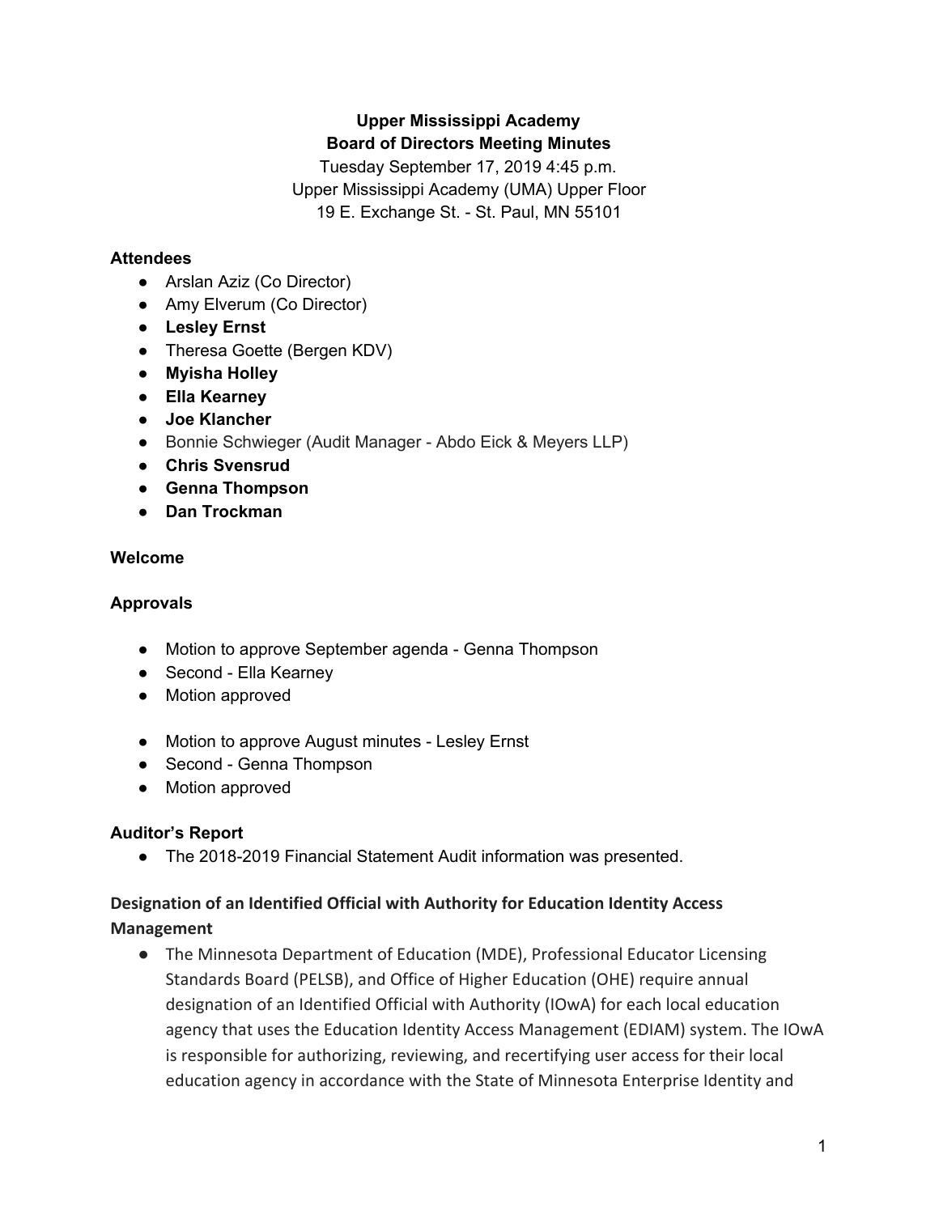**Upper Mississippi Academy**
**Board of Directors Meeting Minutes**

Tuesday September 17, 2019 4:45 p.m.
Upper Mississippi Academy (UMA) Upper Floor
19 E. Exchange St. - St. Paul, MN 55101

### Attendees

- Arslan Aziz (Co Director)
- Amy Elverum (Co Director)
- **Lesley Ernst**
- Theresa Goette (Bergen KDV)
- **Myisha Holley**
- **Ella Kearney**
- **Joe Klancher**
- Bonnie Schwieger (Audit Manager - Abdo Eick & Meyers LLP)
- **Chris Svensrud**
- **Genna Thompson**
- **Dan Trockman**

### Welcome

### Approvals

- Motion to approve September agenda - Genna Thompson
- Second - Ella Kearney
- Motion approved

- Motion to approve August minutes - Lesley Ernst
- Second - Genna Thompson
- Motion approved

### Auditor's Report

- The 2018-2019 Financial Statement Audit information was presented.

### Designation of an Identified Official with Authority for Education Identity Access Management

- The Minnesota Department of Education (MDE), Professional Educator Licensing Standards Board (PELSB), and Office of Higher Education (OHE) require annual designation of an Identified Official with Authority (IOwA) for each local education agency that uses the Education Identity Access Management (EDIAM) system. The IOwA is responsible for authorizing, reviewing, and recertifying user access for their local education agency in accordance with the State of Minnesota Enterprise Identity and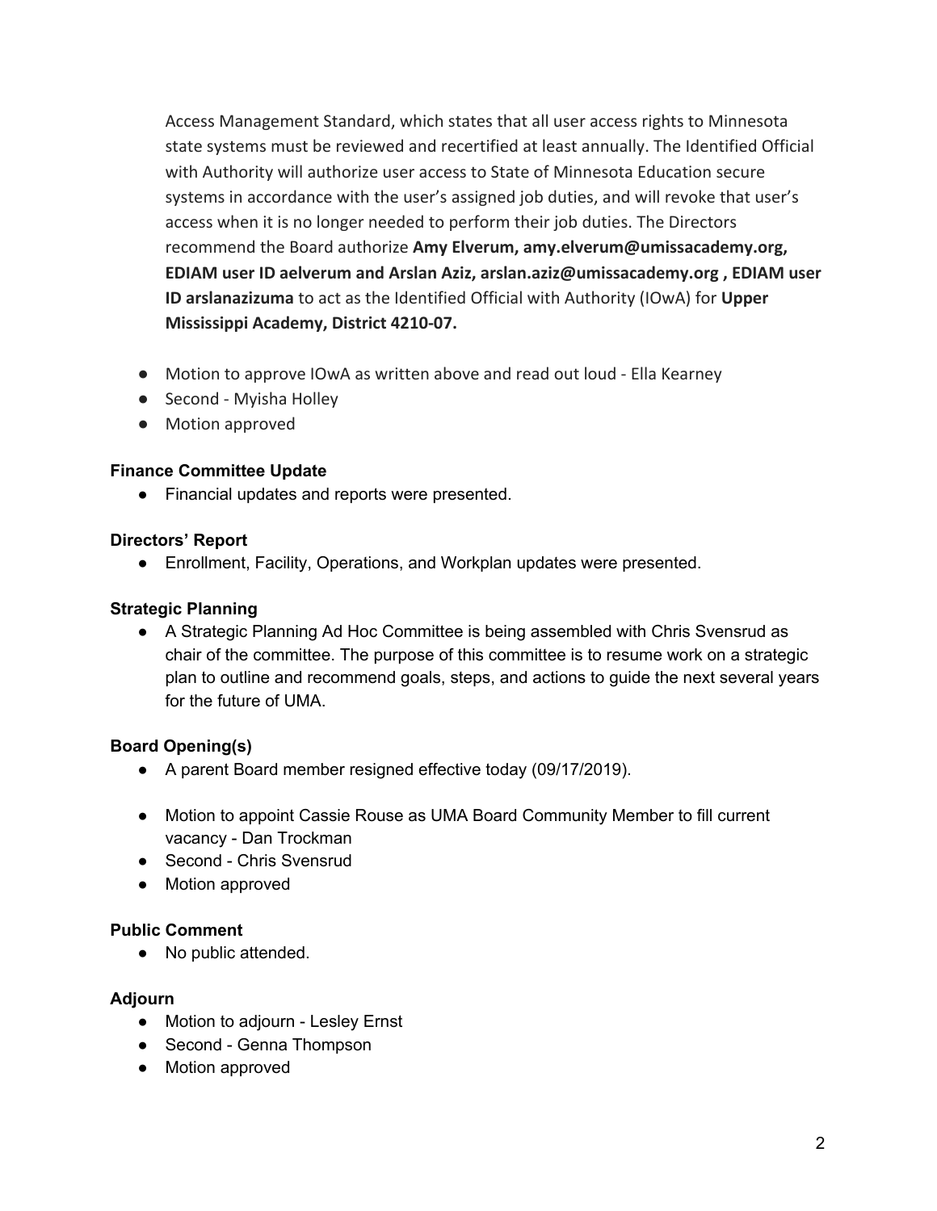Access Management Standard, which states that all user access rights to Minnesota state systems must be reviewed and recertified at least annually. The Identified Official with Authority will authorize user access to State of Minnesota Education secure systems in accordance with the user's assigned job duties, and will revoke that user's access when it is no longer needed to perform their job duties. The Directors recommend the Board authorize **Amy Elverum, amy.elverum@umissacademy.org, EDIAM user ID aelverum and Arslan Aziz, arslan.aziz@umissacademy.org , EDIAM user ID arslanazizuma** to act as the Identified Official with Authority (IOwA) for **Upper Mississippi Academy, District 4210-07.**

- Motion to approve IOwA as written above and read out loud - Ella Kearney
- Second - Myisha Holley
- Motion approved

**Finance Committee Update**

- Financial updates and reports were presented.

**Directors' Report**

- Enrollment, Facility, Operations, and Workplan updates were presented.

**Strategic Planning**

- A Strategic Planning Ad Hoc Committee is being assembled with Chris Svensrud as chair of the committee. The purpose of this committee is to resume work on a strategic plan to outline and recommend goals, steps, and actions to guide the next several years for the future of UMA.

**Board Opening(s)**

- A parent Board member resigned effective today (09/17/2019).

- Motion to appoint Cassie Rouse as UMA Board Community Member to fill current vacancy - Dan Trockman
- Second - Chris Svensrud
- Motion approved

**Public Comment**

- No public attended.

**Adjourn**

- Motion to adjourn - Lesley Ernst
- Second - Genna Thompson
- Motion approved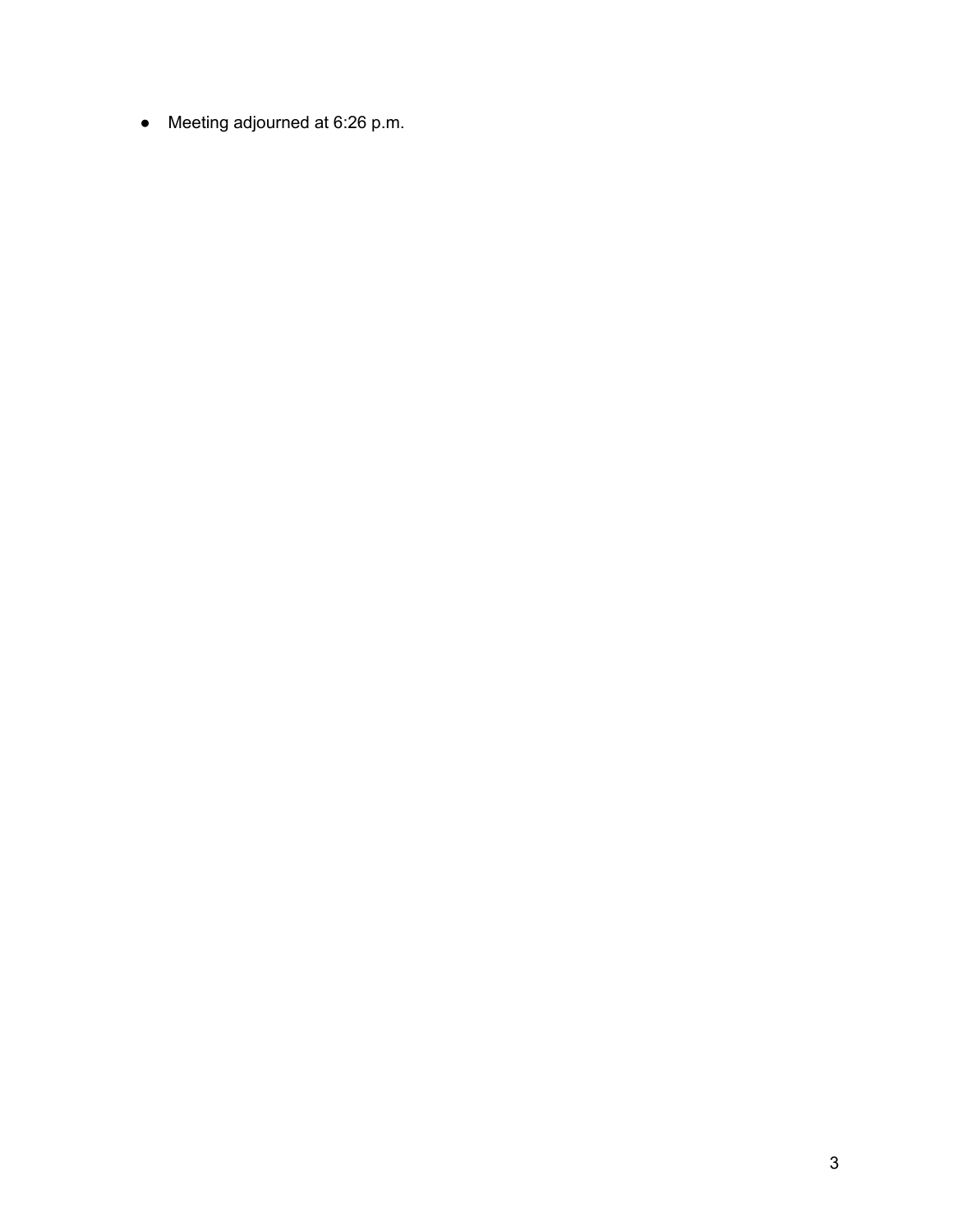- Meeting adjourned at 6:26 p.m.